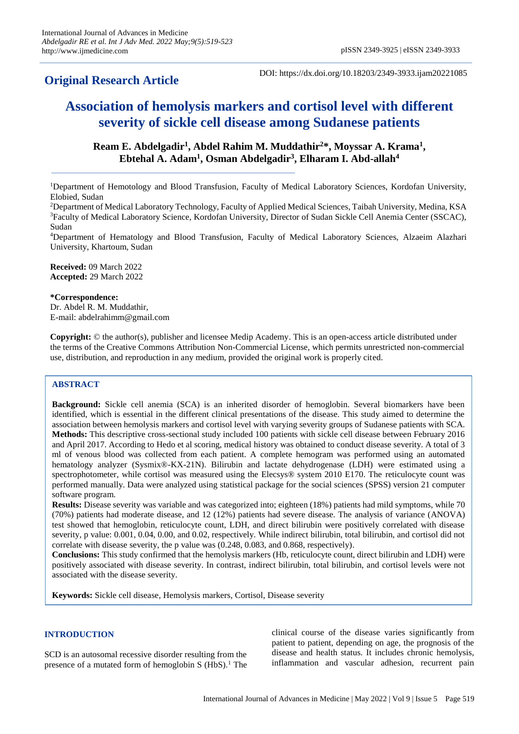**Original Research Article**

DOI: https://dx.doi.org/10.18203/2349-3933.ijam20221085

# Association of hemolysis markers and cortisol level with different severity of sickle cell disease among Sudanese patients

**Ream E. Abdelgadir[1], Abdel Rahim M. Muddathir[2]\*, Moyssar A. Krama[1], Ebtehal A. Adam[1], Osman Abdelgadir[3], Elharam I. Abd-allah[4]**

[1]Department of Hemotology and Blood Transfusion, Faculty of Medical Laboratory Sciences, Kordofan University, Elobied, Sudan

[2]Department of Medical Laboratory Technology, Faculty of Applied Medical Sciences, Taibah University, Medina, KSA

[3]Faculty of Medical Laboratory Science, Kordofan University, Director of Sudan Sickle Cell Anemia Center (SSCAC), Sudan

[4]Department of Hematology and Blood Transfusion, Faculty of Medical Laboratory Sciences, Alzaeim Alazhari University, Khartoum, Sudan

**Received:** 09 March 2022
**Accepted:** 29 March 2022

**\*Correspondence:**
Dr. Abdel R. M. Muddathir,
E-mail: abdelrahimm@gmail.com

**Copyright:** © the author(s), publisher and licensee Medip Academy. This is an open-access article distributed under the terms of the Creative Commons Attribution Non-Commercial License, which permits unrestricted non-commercial use, distribution, and reproduction in any medium, provided the original work is properly cited.

## ABSTRACT

**Background:** Sickle cell anemia (SCA) is an inherited disorder of hemoglobin. Several biomarkers have been identified, which is essential in the different clinical presentations of the disease. This study aimed to determine the association between hemolysis markers and cortisol level with varying severity groups of Sudanese patients with SCA.

**Methods:** This descriptive cross-sectional study included 100 patients with sickle cell disease between February 2016 and April 2017. According to Hedo et al scoring, medical history was obtained to conduct disease severity. A total of 3 ml of venous blood was collected from each patient. A complete hemogram was performed using an automated hematology analyzer (Sysmix®-KX-21N). Bilirubin and lactate dehydrogenase (LDH) were estimated using a spectrophotometer, while cortisol was measured using the Elecsys® system 2010 E170. The reticulocyte count was performed manually. Data were analyzed using statistical package for the social sciences (SPSS) version 21 computer software program.

**Results:** Disease severity was variable and was categorized into; eighteen (18%) patients had mild symptoms, while 70 (70%) patients had moderate disease, and 12 (12%) patients had severe disease. The analysis of variance (ANOVA) test showed that hemoglobin, reticulocyte count, LDH, and direct bilirubin were positively correlated with disease severity, p value: 0.001, 0.04, 0.00, and 0.02, respectively. While indirect bilirubin, total bilirubin, and cortisol did not correlate with disease severity, the p value was (0.248, 0.083, and 0.868, respectively).

**Conclusions:** This study confirmed that the hemolysis markers (Hb, reticulocyte count, direct bilirubin and LDH) were positively associated with disease severity. In contrast, indirect bilirubin, total bilirubin, and cortisol levels were not associated with the disease severity.

**Keywords:** Sickle cell disease, Hemolysis markers, Cortisol, Disease severity

## INTRODUCTION

SCD is an autosomal recessive disorder resulting from the presence of a mutated form of hemoglobin S (HbS).[1] The clinical course of the disease varies significantly from patient to patient, depending on age, the prognosis of the disease and health status. It includes chronic hemolysis, inflammation and vascular adhesion, recurrent pain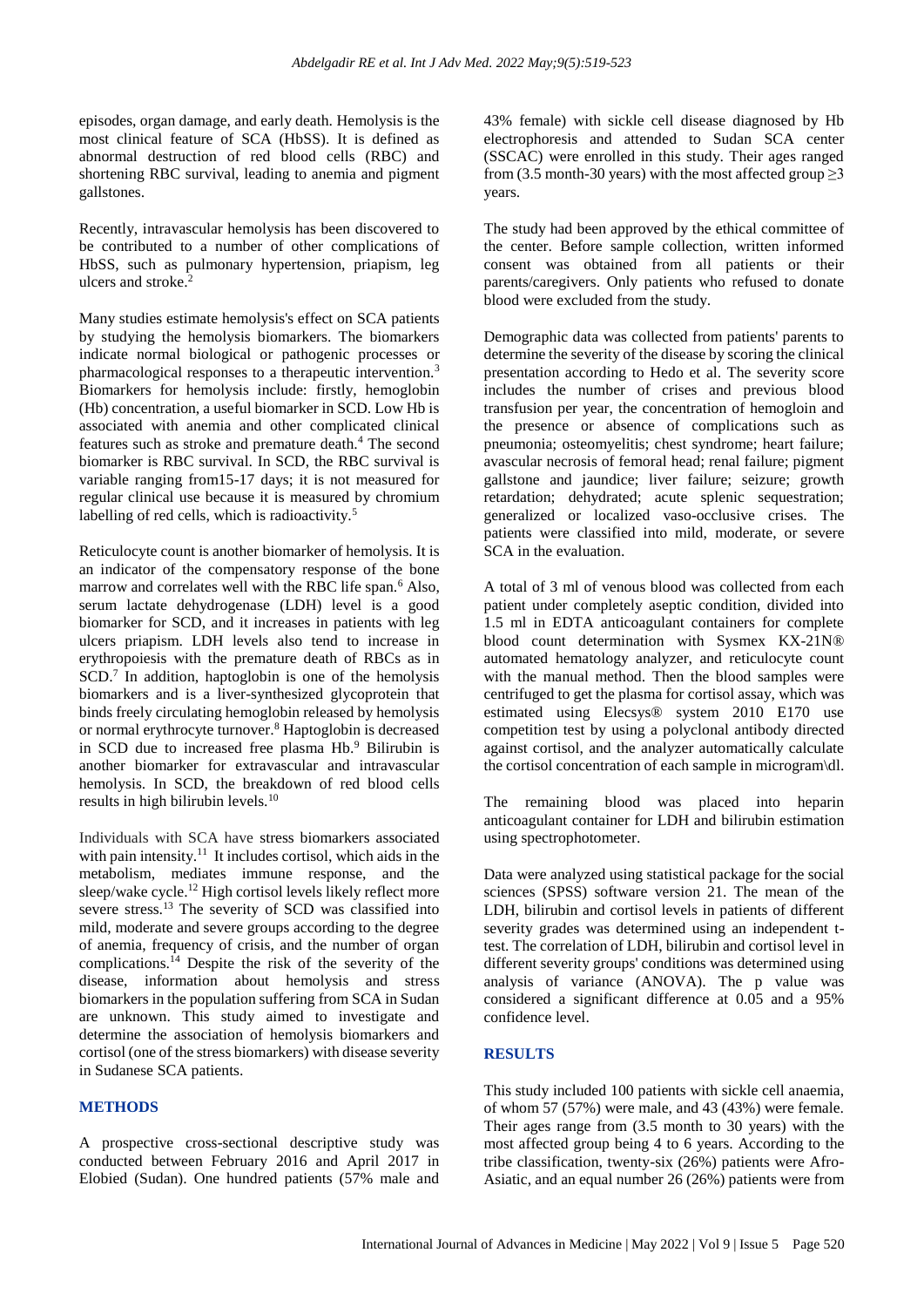episodes, organ damage, and early death. Hemolysis is the most clinical feature of SCA (HbSS). It is defined as abnormal destruction of red blood cells (RBC) and shortening RBC survival, leading to anemia and pigment gallstones.

Recently, intravascular hemolysis has been discovered to be contributed to a number of other complications of HbSS, such as pulmonary hypertension, priapism, leg ulcers and stroke.[2]

Many studies estimate hemolysis's effect on SCA patients by studying the hemolysis biomarkers. The biomarkers indicate normal biological or pathogenic processes or pharmacological responses to a therapeutic intervention.[3] Biomarkers for hemolysis include: firstly, hemoglobin (Hb) concentration, a useful biomarker in SCD. Low Hb is associated with anemia and other complicated clinical features such as stroke and premature death.[4] The second biomarker is RBC survival. In SCD, the RBC survival is variable ranging from15-17 days; it is not measured for regular clinical use because it is measured by chromium labelling of red cells, which is radioactivity.[5]

Reticulocyte count is another biomarker of hemolysis. It is an indicator of the compensatory response of the bone marrow and correlates well with the RBC life span.[6] Also, serum lactate dehydrogenase (LDH) level is a good biomarker for SCD, and it increases in patients with leg ulcers priapism. LDH levels also tend to increase in erythropoiesis with the premature death of RBCs as in SCD.[7] In addition, haptoglobin is one of the hemolysis biomarkers and is a liver-synthesized glycoprotein that binds freely circulating hemoglobin released by hemolysis or normal erythrocyte turnover.[8] Haptoglobin is decreased in SCD due to increased free plasma Hb.[9] Bilirubin is another biomarker for extravascular and intravascular hemolysis. In SCD, the breakdown of red blood cells results in high bilirubin levels.[10]

Individuals with SCA have stress biomarkers associated with pain intensity.[11] It includes cortisol, which aids in the metabolism, mediates immune response, and the sleep/wake cycle.[12] High cortisol levels likely reflect more severe stress.[13] The severity of SCD was classified into mild, moderate and severe groups according to the degree of anemia, frequency of crisis, and the number of organ complications.[14] Despite the risk of the severity of the disease, information about hemolysis and stress biomarkers in the population suffering from SCA in Sudan are unknown. This study aimed to investigate and determine the association of hemolysis biomarkers and cortisol (one of the stress biomarkers) with disease severity in Sudanese SCA patients.

## METHODS

A prospective cross-sectional descriptive study was conducted between February 2016 and April 2017 in Elobied (Sudan). One hundred patients (57% male and 43% female) with sickle cell disease diagnosed by Hb electrophoresis and attended to Sudan SCA center (SSCAC) were enrolled in this study. Their ages ranged from (3.5 month-30 years) with the most affected group ≥3 years.

The study had been approved by the ethical committee of the center. Before sample collection, written informed consent was obtained from all patients or their parents/caregivers. Only patients who refused to donate blood were excluded from the study.

Demographic data was collected from patients' parents to determine the severity of the disease by scoring the clinical presentation according to Hedo et al. The severity score includes the number of crises and previous blood transfusion per year, the concentration of hemogloin and the presence or absence of complications such as pneumonia; osteomyelitis; chest syndrome; heart failure; avascular necrosis of femoral head; renal failure; pigment gallstone and jaundice; liver failure; seizure; growth retardation; dehydrated; acute splenic sequestration; generalized or localized vaso-occlusive crises. The patients were classified into mild, moderate, or severe SCA in the evaluation.

A total of 3 ml of venous blood was collected from each patient under completely aseptic condition, divided into 1.5 ml in EDTA anticoagulant containers for complete blood count determination with Sysmex KX-21N® automated hematology analyzer, and reticulocyte count with the manual method. Then the blood samples were centrifuged to get the plasma for cortisol assay, which was estimated using Elecsys® system 2010 E170 use competition test by using a polyclonal antibody directed against cortisol, and the analyzer automatically calculate the cortisol concentration of each sample in microgram\dl.

The remaining blood was placed into heparin anticoagulant container for LDH and bilirubin estimation using spectrophotometer.

Data were analyzed using statistical package for the social sciences (SPSS) software version 21. The mean of the LDH, bilirubin and cortisol levels in patients of different severity grades was determined using an independent t-test. The correlation of LDH, bilirubin and cortisol level in different severity groups' conditions was determined using analysis of variance (ANOVA). The p value was considered a significant difference at 0.05 and a 95% confidence level.

## RESULTS

This study included 100 patients with sickle cell anaemia, of whom 57 (57%) were male, and 43 (43%) were female. Their ages range from (3.5 month to 30 years) with the most affected group being 4 to 6 years. According to the tribe classification, twenty-six (26%) patients were Afro-Asiatic, and an equal number 26 (26%) patients were from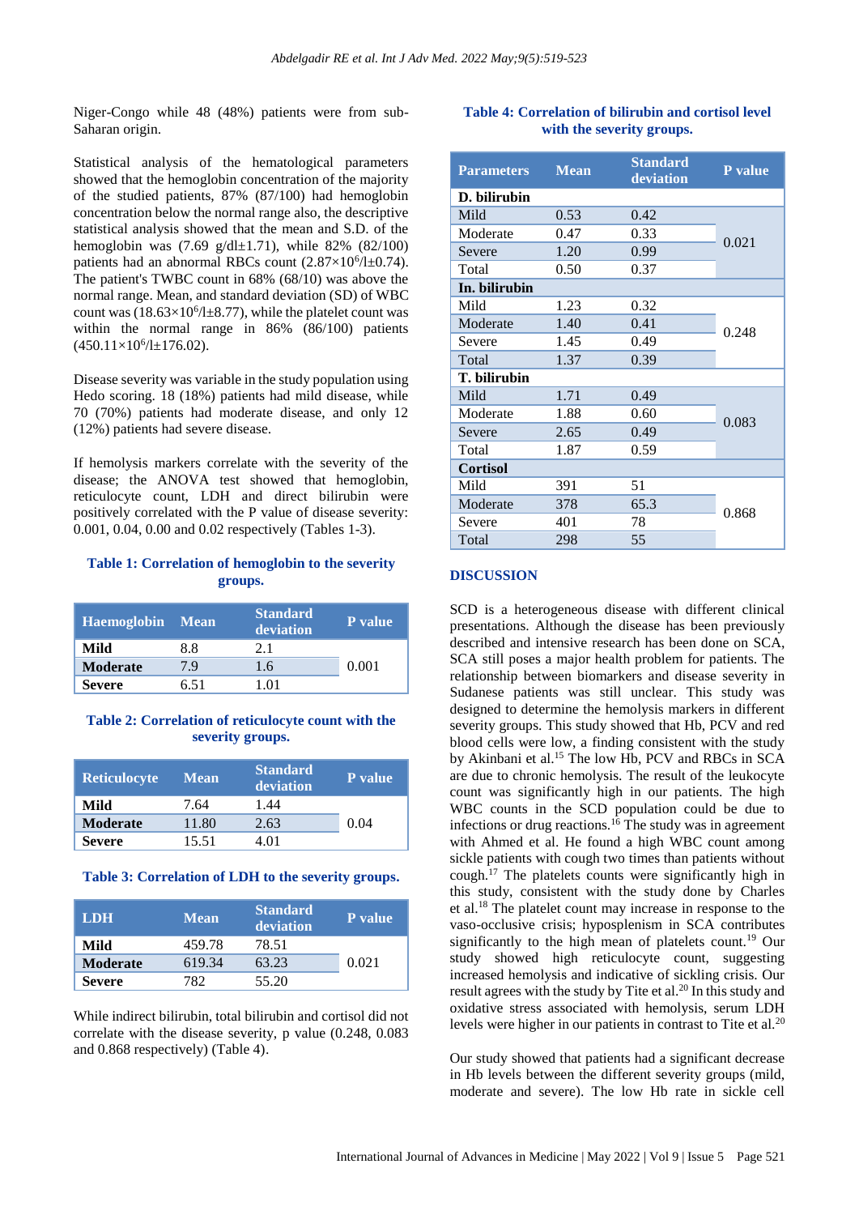Niger-Congo while 48 (48%) patients were from sub-Saharan origin.

Statistical analysis of the hematological parameters showed that the hemoglobin concentration of the majority of the studied patients, 87% (87/100) had hemoglobin concentration below the normal range also, the descriptive statistical analysis showed that the mean and S.D. of the hemoglobin was (7.69 g/dl±1.71), while 82% (82/100) patients had an abnormal RBCs count ($2.87\times10^{6}$/l±0.74). The patient's TWBC count in 68% (68/10) was above the normal range. Mean, and standard deviation (SD) of WBC count was ($18.63\times10^{6}$/l±8.77), while the platelet count was within the normal range in 86% (86/100) patients ($450.11\times10^{6}$/l±176.02).

Disease severity was variable in the study population using Hedo scoring. 18 (18%) patients had mild disease, while 70 (70%) patients had moderate disease, and only 12 (12%) patients had severe disease.

If hemolysis markers correlate with the severity of the disease; the ANOVA test showed that hemoglobin, reticulocyte count, LDH and direct bilirubin were positively correlated with the P value of disease severity: 0.001, 0.04, 0.00 and 0.02 respectively (Tables 1-3).

**Table 1: Correlation of hemoglobin to the severity groups.**

| Haemoglobin | Mean | Standard deviation | P value |
|---|---|---|---|
| **Mild** | 8.8 | 2.1 | 0.001 |
| **Moderate** | 7.9 | 1.6 | |
| **Severe** | 6.51 | 1.01 | |

**Table 2: Correlation of reticulocyte count with the severity groups.**

| Reticulocyte | Mean | Standard deviation | P value |
|---|---|---|---|
| **Mild** | 7.64 | 1.44 | 0.04 |
| **Moderate** | 11.80 | 2.63 | |
| **Severe** | 15.51 | 4.01 | |

**Table 3: Correlation of LDH to the severity groups.**

| LDH | Mean | Standard deviation | P value |
|---|---|---|---|
| **Mild** | 459.78 | 78.51 | 0.021 |
| **Moderate** | 619.34 | 63.23 | |
| **Severe** | 782 | 55.20 | |

While indirect bilirubin, total bilirubin and cortisol did not correlate with the disease severity, p value (0.248, 0.083 and 0.868 respectively) (Table 4).

**Table 4: Correlation of bilirubin and cortisol level with the severity groups.**

| Parameters | Mean | Standard deviation | P value |
|---|---|---|---|
| **D. bilirubin** | | | |
| Mild | 0.53 | 0.42 | 0.021 |
| Moderate | 0.47 | 0.33 | |
| Severe | 1.20 | 0.99 | |
| Total | 0.50 | 0.37 | |
| **In. bilirubin** | | | |
| Mild | 1.23 | 0.32 | 0.248 |
| Moderate | 1.40 | 0.41 | |
| Severe | 1.45 | 0.49 | |
| Total | 1.37 | 0.39 | |
| **T. bilirubin** | | | |
| Mild | 1.71 | 0.49 | 0.083 |
| Moderate | 1.88 | 0.60 | |
| Severe | 2.65 | 0.49 | |
| Total | 1.87 | 0.59 | |
| **Cortisol** | | | |
| Mild | 391 | 51 | 0.868 |
| Moderate | 378 | 65.3 | |
| Severe | 401 | 78 | |
| Total | 298 | 55 | |

## DISCUSSION

SCD is a heterogeneous disease with different clinical presentations. Although the disease has been previously described and intensive research has been done on SCA, SCA still poses a major health problem for patients. The relationship between biomarkers and disease severity in Sudanese patients was still unclear. This study was designed to determine the hemolysis markers in different severity groups. This study showed that Hb, PCV and red blood cells were low, a finding consistent with the study by Akinbani et al.[15] The low Hb, PCV and RBCs in SCA are due to chronic hemolysis. The result of the leukocyte count was significantly high in our patients. The high WBC counts in the SCD population could be due to infections or drug reactions.[16] The study was in agreement with Ahmed et al. He found a high WBC count among sickle patients with cough two times than patients without cough.[17] The platelets counts were significantly high in this study, consistent with the study done by Charles et al.[18] The platelet count may increase in response to the vaso-occlusive crisis; hyposplenism in SCA contributes significantly to the high mean of platelets count.[19] Our study showed high reticulocyte count, suggesting increased hemolysis and indicative of sickling crisis. Our result agrees with the study by Tite et al.[20] In this study and oxidative stress associated with hemolysis, serum LDH levels were higher in our patients in contrast to Tite et al.[20]

Our study showed that patients had a significant decrease in Hb levels between the different severity groups (mild, moderate and severe). The low Hb rate in sickle cell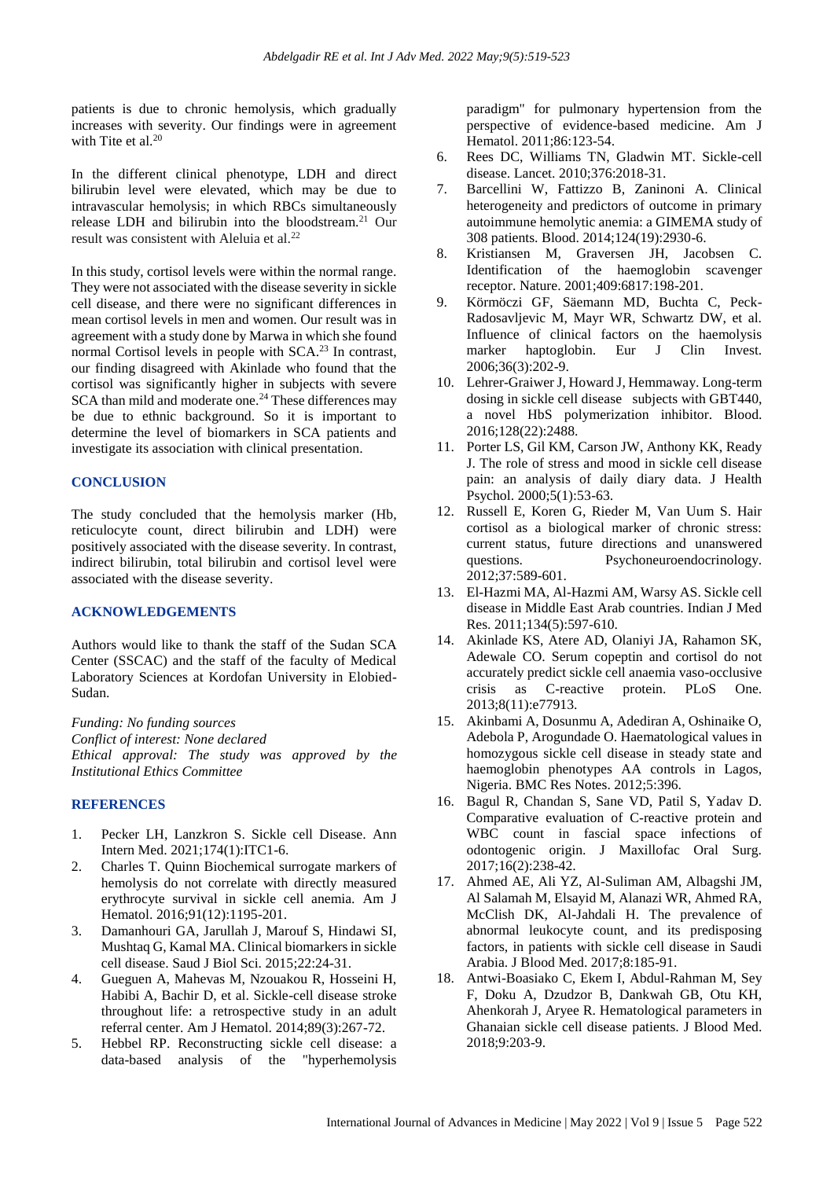patients is due to chronic hemolysis, which gradually increases with severity. Our findings were in agreement with Tite et al.[20]

In the different clinical phenotype, LDH and direct bilirubin level were elevated, which may be due to intravascular hemolysis; in which RBCs simultaneously release LDH and bilirubin into the bloodstream.[21] Our result was consistent with Aleluia et al.[22]

In this study, cortisol levels were within the normal range. They were not associated with the disease severity in sickle cell disease, and there were no significant differences in mean cortisol levels in men and women. Our result was in agreement with a study done by Marwa in which she found normal Cortisol levels in people with SCA.[23] In contrast, our finding disagreed with Akinlade who found that the cortisol was significantly higher in subjects with severe SCA than mild and moderate one.[24] These differences may be due to ethnic background. So it is important to determine the level of biomarkers in SCA patients and investigate its association with clinical presentation.

## CONCLUSION

The study concluded that the hemolysis marker (Hb, reticulocyte count, direct bilirubin and LDH) were positively associated with the disease severity. In contrast, indirect bilirubin, total bilirubin and cortisol level were associated with the disease severity.

## ACKNOWLEDGEMENTS

Authors would like to thank the staff of the Sudan SCA Center (SSCAC) and the staff of the faculty of Medical Laboratory Sciences at Kordofan University in Elobied-Sudan.

*Funding: No funding sources*
*Conflict of interest: None declared*
*Ethical approval: The study was approved by the Institutional Ethics Committee*

## REFERENCES

1. Pecker LH, Lanzkron S. Sickle cell Disease. Ann Intern Med. 2021;174(1):ITC1-6.
2. Charles T. Quinn Biochemical surrogate markers of hemolysis do not correlate with directly measured erythrocyte survival in sickle cell anemia. Am J Hematol. 2016;91(12):1195-201.
3. Damanhouri GA, Jarullah J, Marouf S, Hindawi SI, Mushtaq G, Kamal MA. Clinical biomarkers in sickle cell disease. Saud J Biol Sci. 2015;22:24-31.
4. Gueguen A, Mahevas M, Nzouakou R, Hosseini H, Habibi A, Bachir D, et al. Sickle-cell disease stroke throughout life: a retrospective study in an adult referral center. Am J Hematol. 2014;89(3):267-72.
5. Hebbel RP. Reconstructing sickle cell disease: a data-based analysis of the "hyperhemolysis paradigm" for pulmonary hypertension from the perspective of evidence-based medicine. Am J Hematol. 2011;86:123-54.
6. Rees DC, Williams TN, Gladwin MT. Sickle-cell disease. Lancet. 2010;376:2018-31.
7. Barcellini W, Fattizzo B, Zaninoni A. Clinical heterogeneity and predictors of outcome in primary autoimmune hemolytic anemia: a GIMEMA study of 308 patients. Blood. 2014;124(19):2930-6.
8. Kristiansen M, Graversen JH, Jacobsen C. Identification of the haemoglobin scavenger receptor. Nature. 2001;409:6817:198-201.
9. Körmöczi GF, Säemann MD, Buchta C, Peck-Radosavljevic M, Mayr WR, Schwartz DW, et al. Influence of clinical factors on the haemolysis marker haptoglobin. Eur J Clin Invest. 2006;36(3):202-9.
10. Lehrer-Graiwer J, Howard J, Hemmaway. Long-term dosing in sickle cell disease subjects with GBT440, a novel HbS polymerization inhibitor. Blood. 2016;128(22):2488.
11. Porter LS, Gil KM, Carson JW, Anthony KK, Ready J. The role of stress and mood in sickle cell disease pain: an analysis of daily diary data. J Health Psychol. 2000;5(1):53-63.
12. Russell E, Koren G, Rieder M, Van Uum S. Hair cortisol as a biological marker of chronic stress: current status, future directions and unanswered questions. Psychoneuroendocrinology. 2012;37:589-601.
13. El-Hazmi MA, Al-Hazmi AM, Warsy AS. Sickle cell disease in Middle East Arab countries. Indian J Med Res. 2011;134(5):597-610.
14. Akinlade KS, Atere AD, Olaniyi JA, Rahamon SK, Adewale CO. Serum copeptin and cortisol do not accurately predict sickle cell anaemia vaso-occlusive crisis as C-reactive protein. PLoS One. 2013;8(11):e77913.
15. Akinbami A, Dosunmu A, Adediran A, Oshinaike O, Adebola P, Arogundade O. Haematological values in homozygous sickle cell disease in steady state and haemoglobin phenotypes AA controls in Lagos, Nigeria. BMC Res Notes. 2012;5:396.
16. Bagul R, Chandan S, Sane VD, Patil S, Yadav D. Comparative evaluation of C-reactive protein and WBC count in fascial space infections of odontogenic origin. J Maxillofac Oral Surg. 2017;16(2):238-42.
17. Ahmed AE, Ali YZ, Al-Suliman AM, Albagshi JM, Al Salamah M, Elsayid M, Alanazi WR, Ahmed RA, McClish DK, Al-Jahdali H. The prevalence of abnormal leukocyte count, and its predisposing factors, in patients with sickle cell disease in Saudi Arabia. J Blood Med. 2017;8:185-91.
18. Antwi-Boasiako C, Ekem I, Abdul-Rahman M, Sey F, Doku A, Dzudzor B, Dankwah GB, Otu KH, Ahenkorah J, Aryee R. Hematological parameters in Ghanaian sickle cell disease patients. J Blood Med. 2018;9:203-9.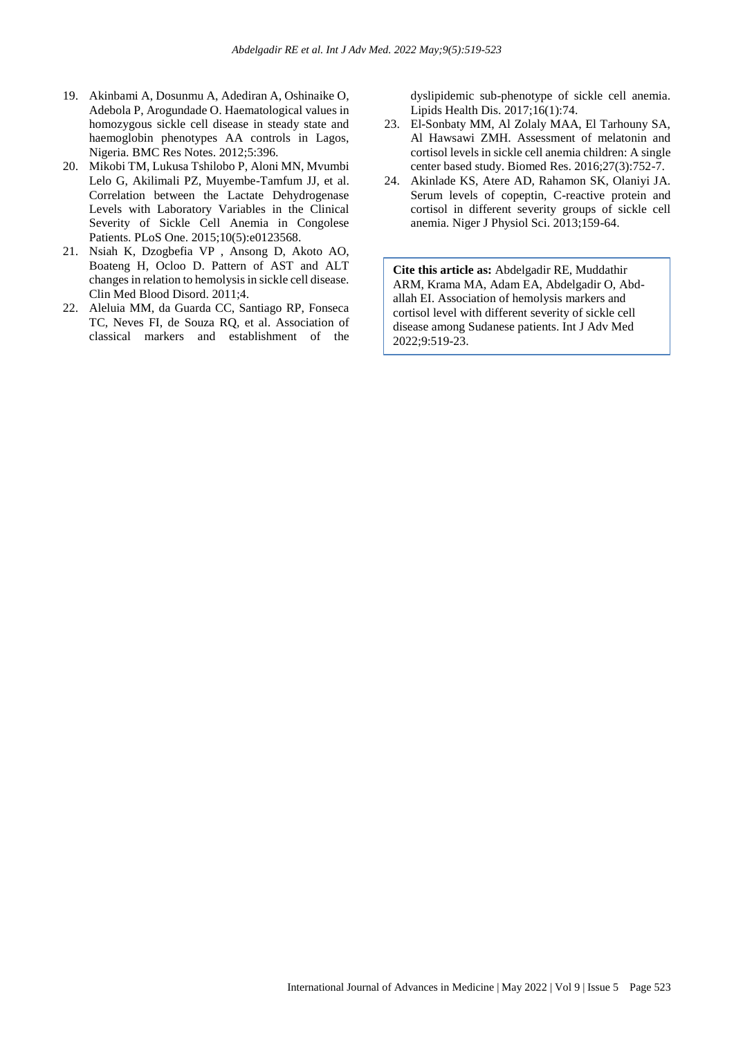19. Akinbami A, Dosunmu A, Adediran A, Oshinaike O, Adebola P, Arogundade O. Haematological values in homozygous sickle cell disease in steady state and haemoglobin phenotypes AA controls in Lagos, Nigeria. BMC Res Notes. 2012;5:396.
20. Mikobi TM, Lukusa Tshilobo P, Aloni MN, Mvumbi Lelo G, Akilimali PZ, Muyembe-Tamfum JJ, et al. Correlation between the Lactate Dehydrogenase Levels with Laboratory Variables in the Clinical Severity of Sickle Cell Anemia in Congolese Patients. PLoS One. 2015;10(5):e0123568.
21. Nsiah K, Dzogbefia VP , Ansong D, Akoto AO, Boateng H, Ocloo D. Pattern of AST and ALT changes in relation to hemolysis in sickle cell disease. Clin Med Blood Disord. 2011;4.
22. Aleluia MM, da Guarda CC, Santiago RP, Fonseca TC, Neves FI, de Souza RQ, et al. Association of classical markers and establishment of the dyslipidemic sub-phenotype of sickle cell anemia. Lipids Health Dis. 2017;16(1):74.
23. El-Sonbaty MM, Al Zolaly MAA, El Tarhouny SA, Al Hawsawi ZMH. Assessment of melatonin and cortisol levels in sickle cell anemia children: A single center based study. Biomed Res. 2016;27(3):752-7.
24. Akinlade KS, Atere AD, Rahamon SK, Olaniyi JA. Serum levels of copeptin, C-reactive protein and cortisol in different severity groups of sickle cell anemia. Niger J Physiol Sci. 2013;159-64.

**Cite this article as:** Abdelgadir RE, Muddathir ARM, Krama MA, Adam EA, Abdelgadir O, Abd-allah EI. Association of hemolysis markers and cortisol level with different severity of sickle cell disease among Sudanese patients. Int J Adv Med 2022;9:519-23.